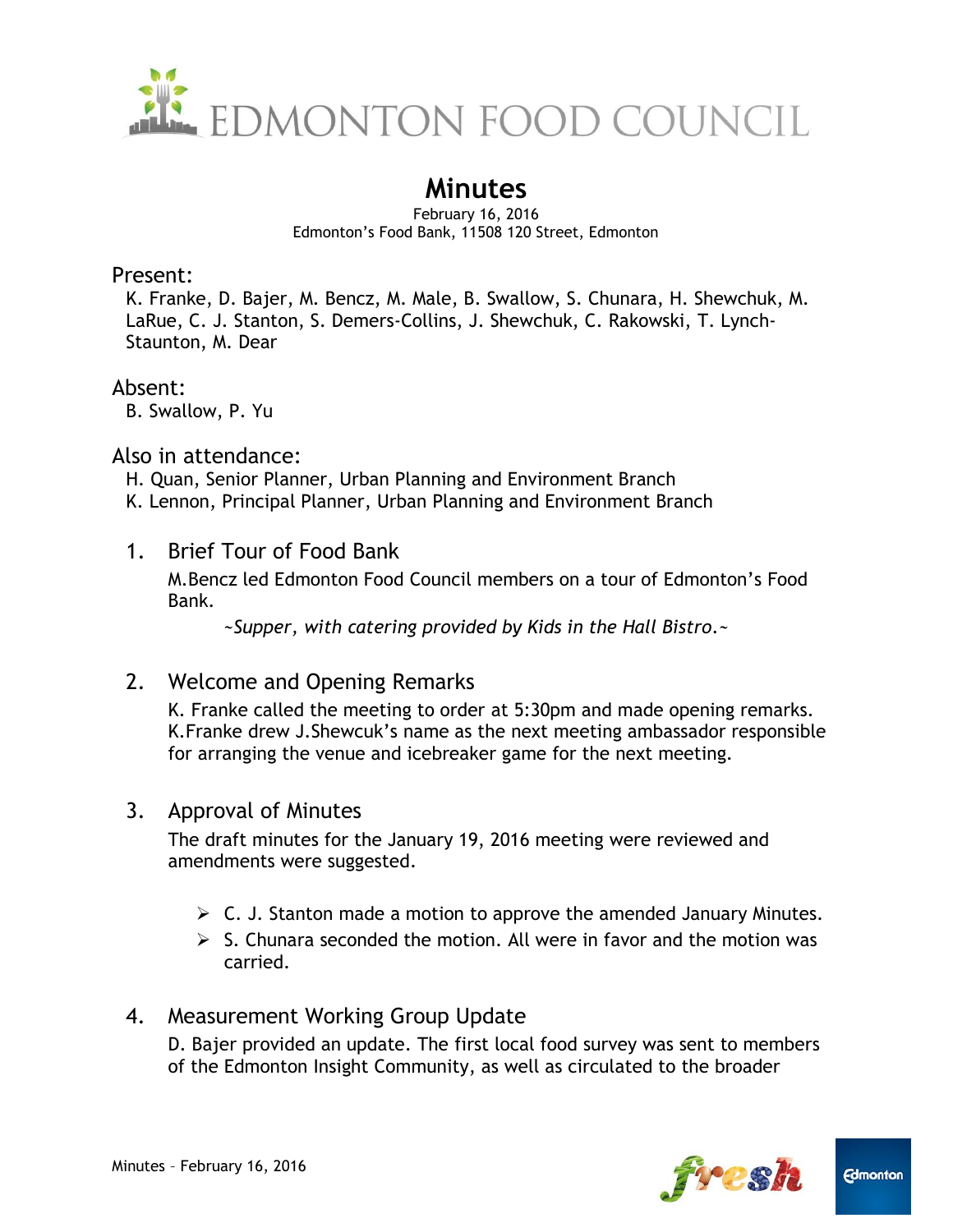EDMONTON FOOD COUNCIL

# Minutes

February 16, 2016
Edmonton's Food Bank, 11508 120 Street, Edmonton

## Present:

K. Franke, D. Bajer, M. Bencz, M. Male, B. Swallow, S. Chunara, H. Shewchuk, M. LaRue, C. J. Stanton, S. Demers-Collins, J. Shewchuk, C. Rakowski, T. Lynch-Staunton, M. Dear

## Absent:

B. Swallow, P. Yu

## Also in attendance:

H. Quan, Senior Planner, Urban Planning and Environment Branch
K. Lennon, Principal Planner, Urban Planning and Environment Branch

### 1. Brief Tour of Food Bank

M.Bencz led Edmonton Food Council members on a tour of Edmonton's Food Bank.

*~Supper, with catering provided by Kids in the Hall Bistro.~*

### 2. Welcome and Opening Remarks

K. Franke called the meeting to order at 5:30pm and made opening remarks. K.Franke drew J.Shewcuk's name as the next meeting ambassador responsible for arranging the venue and icebreaker game for the next meeting.

### 3. Approval of Minutes

The draft minutes for the January 19, 2016 meeting were reviewed and amendments were suggested.

- C. J. Stanton made a motion to approve the amended January Minutes.
- S. Chunara seconded the motion. All were in favor and the motion was carried.

### 4. Measurement Working Group Update

D. Bajer provided an update. The first local food survey was sent to members of the Edmonton Insight Community, as well as circulated to the broader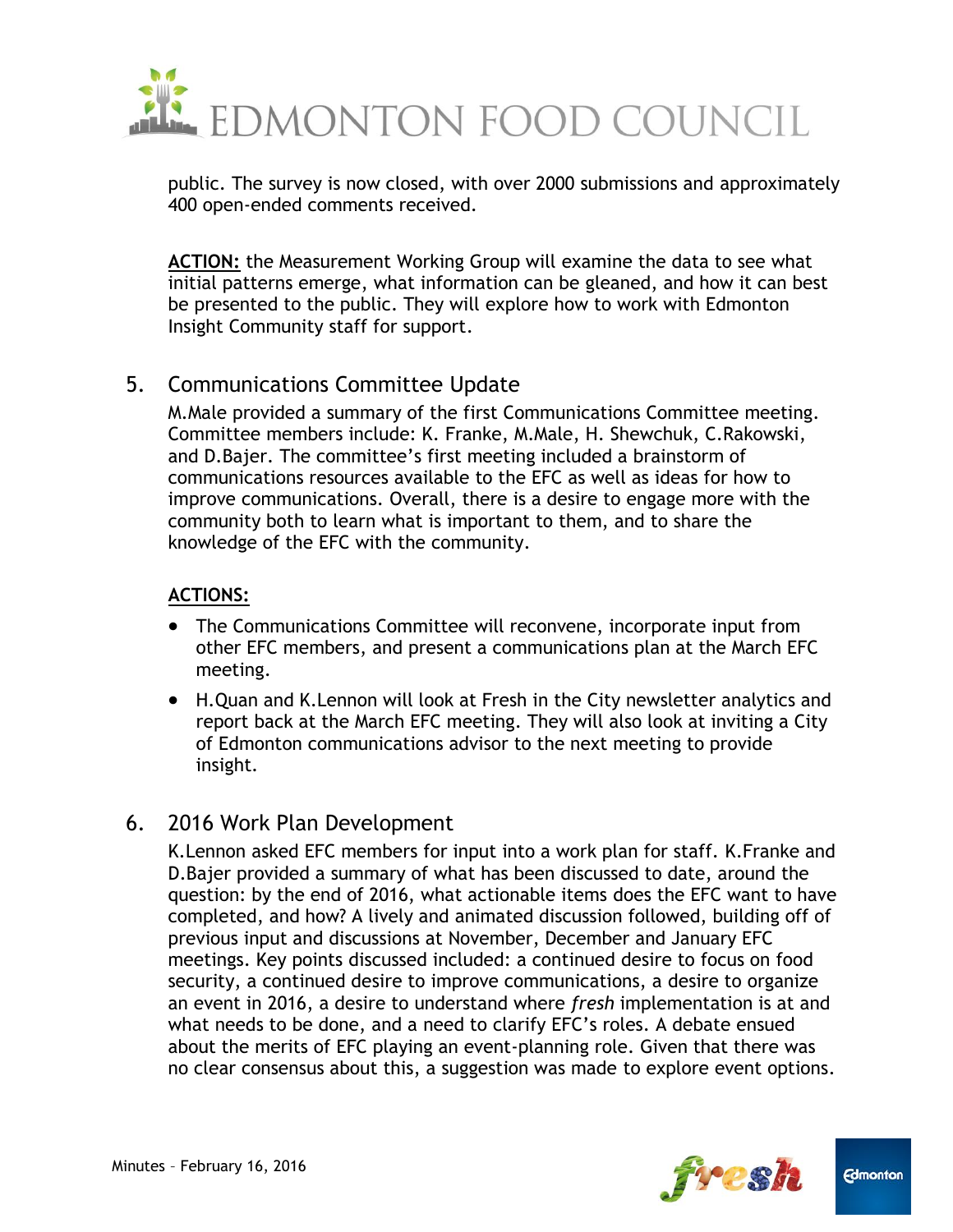public. The survey is now closed, with over 2000 submissions and approximately 400 open-ended comments received.

**ACTION:** the Measurement Working Group will examine the data to see what initial patterns emerge, what information can be gleaned, and how it can best be presented to the public. They will explore how to work with Edmonton Insight Community staff for support.

5. Communications Committee Update

M.Male provided a summary of the first Communications Committee meeting. Committee members include: K. Franke, M.Male, H. Shewchuk, C.Rakowski, and D.Bajer. The committee's first meeting included a brainstorm of communications resources available to the EFC as well as ideas for how to improve communications. Overall, there is a desire to engage more with the community both to learn what is important to them, and to share the knowledge of the EFC with the community.

**ACTIONS:**

- The Communications Committee will reconvene, incorporate input from other EFC members, and present a communications plan at the March EFC meeting.
- H.Quan and K.Lennon will look at Fresh in the City newsletter analytics and report back at the March EFC meeting. They will also look at inviting a City of Edmonton communications advisor to the next meeting to provide insight.

6. 2016 Work Plan Development

K.Lennon asked EFC members for input into a work plan for staff. K.Franke and D.Bajer provided a summary of what has been discussed to date, around the question: by the end of 2016, what actionable items does the EFC want to have completed, and how? A lively and animated discussion followed, building off of previous input and discussions at November, December and January EFC meetings. Key points discussed included: a continued desire to focus on food security, a continued desire to improve communications, a desire to organize an event in 2016, a desire to understand where *fresh* implementation is at and what needs to be done, and a need to clarify EFC's roles. A debate ensued about the merits of EFC playing an event-planning role. Given that there was no clear consensus about this, a suggestion was made to explore event options.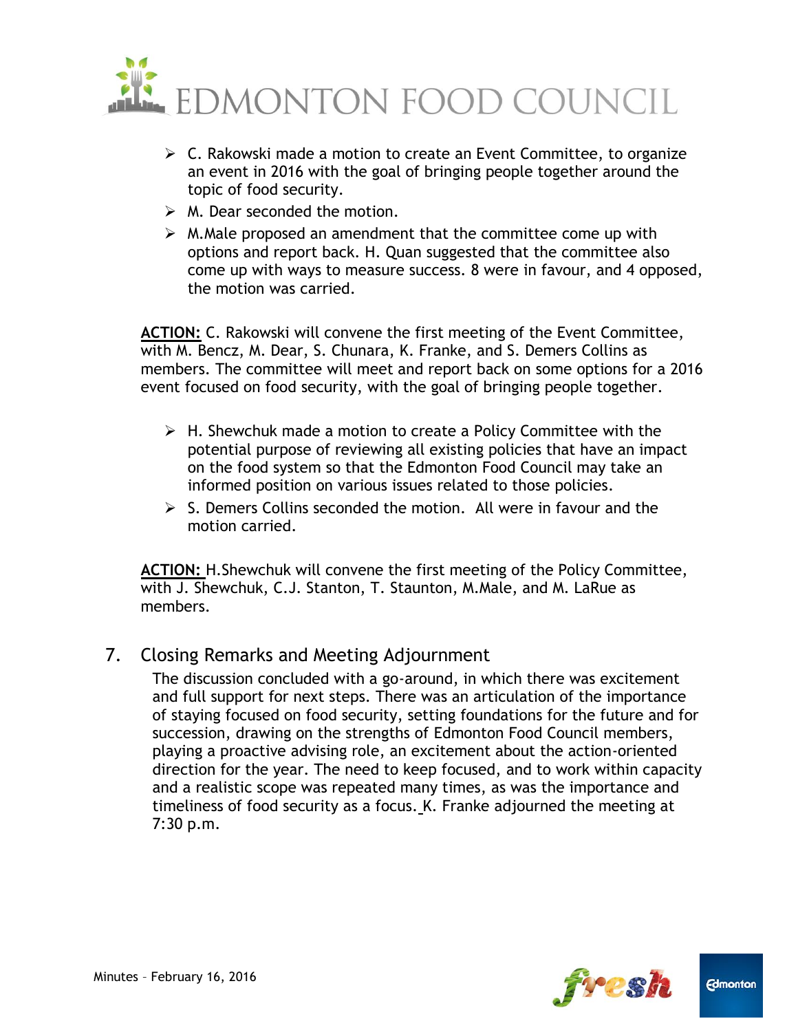- C. Rakowski made a motion to create an Event Committee, to organize an event in 2016 with the goal of bringing people together around the topic of food security.
- M. Dear seconded the motion.
- M.Male proposed an amendment that the committee come up with options and report back. H. Quan suggested that the committee also come up with ways to measure success. 8 were in favour, and 4 opposed, the motion was carried.

**ACTION:** C. Rakowski will convene the first meeting of the Event Committee, with M. Bencz, M. Dear, S. Chunara, K. Franke, and S. Demers Collins as members. The committee will meet and report back on some options for a 2016 event focused on food security, with the goal of bringing people together.

- H. Shewchuk made a motion to create a Policy Committee with the potential purpose of reviewing all existing policies that have an impact on the food system so that the Edmonton Food Council may take an informed position on various issues related to those policies.
- S. Demers Collins seconded the motion. All were in favour and the motion carried.

**ACTION:** H.Shewchuk will convene the first meeting of the Policy Committee, with J. Shewchuk, C.J. Stanton, T. Staunton, M.Male, and M. LaRue as members.

## 7. Closing Remarks and Meeting Adjournment

The discussion concluded with a go-around, in which there was excitement and full support for next steps. There was an articulation of the importance of staying focused on food security, setting foundations for the future and for succession, drawing on the strengths of Edmonton Food Council members, playing a proactive advising role, an excitement about the action-oriented direction for the year. The need to keep focused, and to work within capacity and a realistic scope was repeated many times, as was the importance and timeliness of food security as a focus. K. Franke adjourned the meeting at 7:30 p.m.